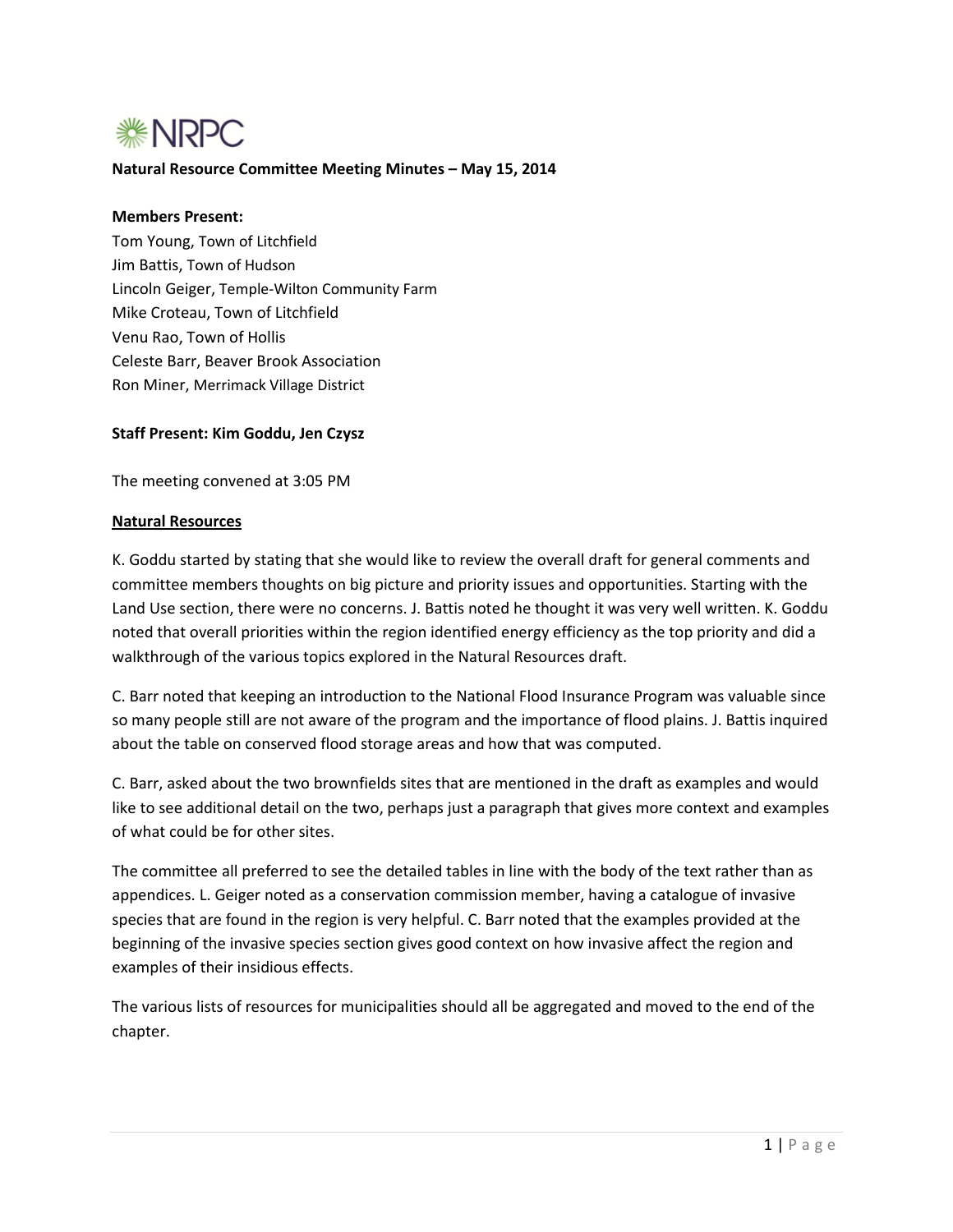NRPC

**Natural Resource Committee Meeting Minutes – May 15, 2014**

**Members Present:**
Tom Young, Town of Litchfield
Jim Battis, Town of Hudson
Lincoln Geiger, Temple-Wilton Community Farm
Mike Croteau, Town of Litchfield
Venu Rao, Town of Hollis
Celeste Barr, Beaver Brook Association
Ron Miner, Merrimack Village District

**Staff Present: Kim Goddu, Jen Czysz**

The meeting convened at 3:05 PM

**Natural Resources**

K. Goddu started by stating that she would like to review the overall draft for general comments and committee members thoughts on big picture and priority issues and opportunities. Starting with the Land Use section, there were no concerns. J. Battis noted he thought it was very well written. K. Goddu noted that overall priorities within the region identified energy efficiency as the top priority and did a walkthrough of the various topics explored in the Natural Resources draft.

C. Barr noted that keeping an introduction to the National Flood Insurance Program was valuable since so many people still are not aware of the program and the importance of flood plains. J. Battis inquired about the table on conserved flood storage areas and how that was computed.

C. Barr, asked about the two brownfields sites that are mentioned in the draft as examples and would like to see additional detail on the two, perhaps just a paragraph that gives more context and examples of what could be for other sites.

The committee all preferred to see the detailed tables in line with the body of the text rather than as appendices. L. Geiger noted as a conservation commission member, having a catalogue of invasive species that are found in the region is very helpful. C. Barr noted that the examples provided at the beginning of the invasive species section gives good context on how invasive affect the region and examples of their insidious effects.

The various lists of resources for municipalities should all be aggregated and moved to the end of the chapter.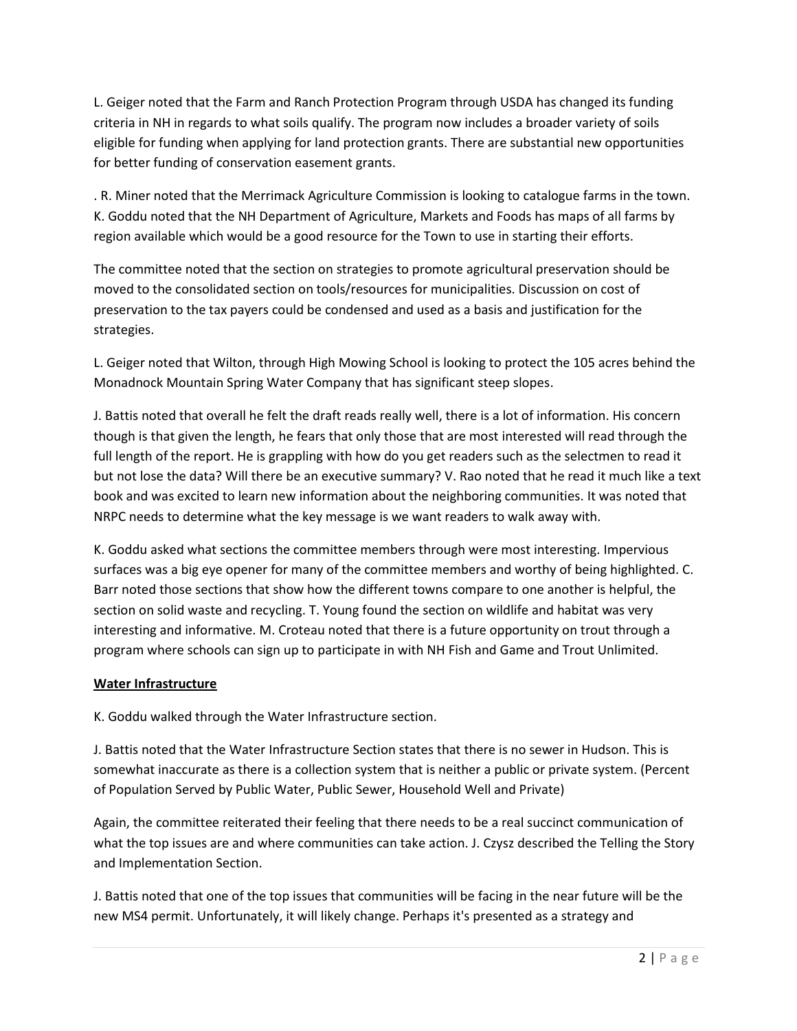L. Geiger noted that the Farm and Ranch Protection Program through USDA has changed its funding criteria in NH in regards to what soils qualify. The program now includes a broader variety of soils eligible for funding when applying for land protection grants. There are substantial new opportunities for better funding of conservation easement grants.

. R. Miner noted that the Merrimack Agriculture Commission is looking to catalogue farms in the town. K. Goddu noted that the NH Department of Agriculture, Markets and Foods has maps of all farms by region available which would be a good resource for the Town to use in starting their efforts.

The committee noted that the section on strategies to promote agricultural preservation should be moved to the consolidated section on tools/resources for municipalities. Discussion on cost of preservation to the tax payers could be condensed and used as a basis and justification for the strategies.

L. Geiger noted that Wilton, through High Mowing School is looking to protect the 105 acres behind the Monadnock Mountain Spring Water Company that has significant steep slopes.

J. Battis noted that overall he felt the draft reads really well, there is a lot of information. His concern though is that given the length, he fears that only those that are most interested will read through the full length of the report. He is grappling with how do you get readers such as the selectmen to read it but not lose the data? Will there be an executive summary? V. Rao noted that he read it much like a text book and was excited to learn new information about the neighboring communities. It was noted that NRPC needs to determine what the key message is we want readers to walk away with.

K. Goddu asked what sections the committee members through were most interesting. Impervious surfaces was a big eye opener for many of the committee members and worthy of being highlighted. C. Barr noted those sections that show how the different towns compare to one another is helpful, the section on solid waste and recycling. T. Young found the section on wildlife and habitat was very interesting and informative. M. Croteau noted that there is a future opportunity on trout through a program where schools can sign up to participate in with NH Fish and Game and Trout Unlimited.

**Water Infrastructure**

K. Goddu walked through the Water Infrastructure section.

J. Battis noted that the Water Infrastructure Section states that there is no sewer in Hudson. This is somewhat inaccurate as there is a collection system that is neither a public or private system. (Percent of Population Served by Public Water, Public Sewer, Household Well and Private)

Again, the committee reiterated their feeling that there needs to be a real succinct communication of what the top issues are and where communities can take action. J. Czysz described the Telling the Story and Implementation Section.

J. Battis noted that one of the top issues that communities will be facing in the near future will be the new MS4 permit. Unfortunately, it will likely change. Perhaps it's presented as a strategy and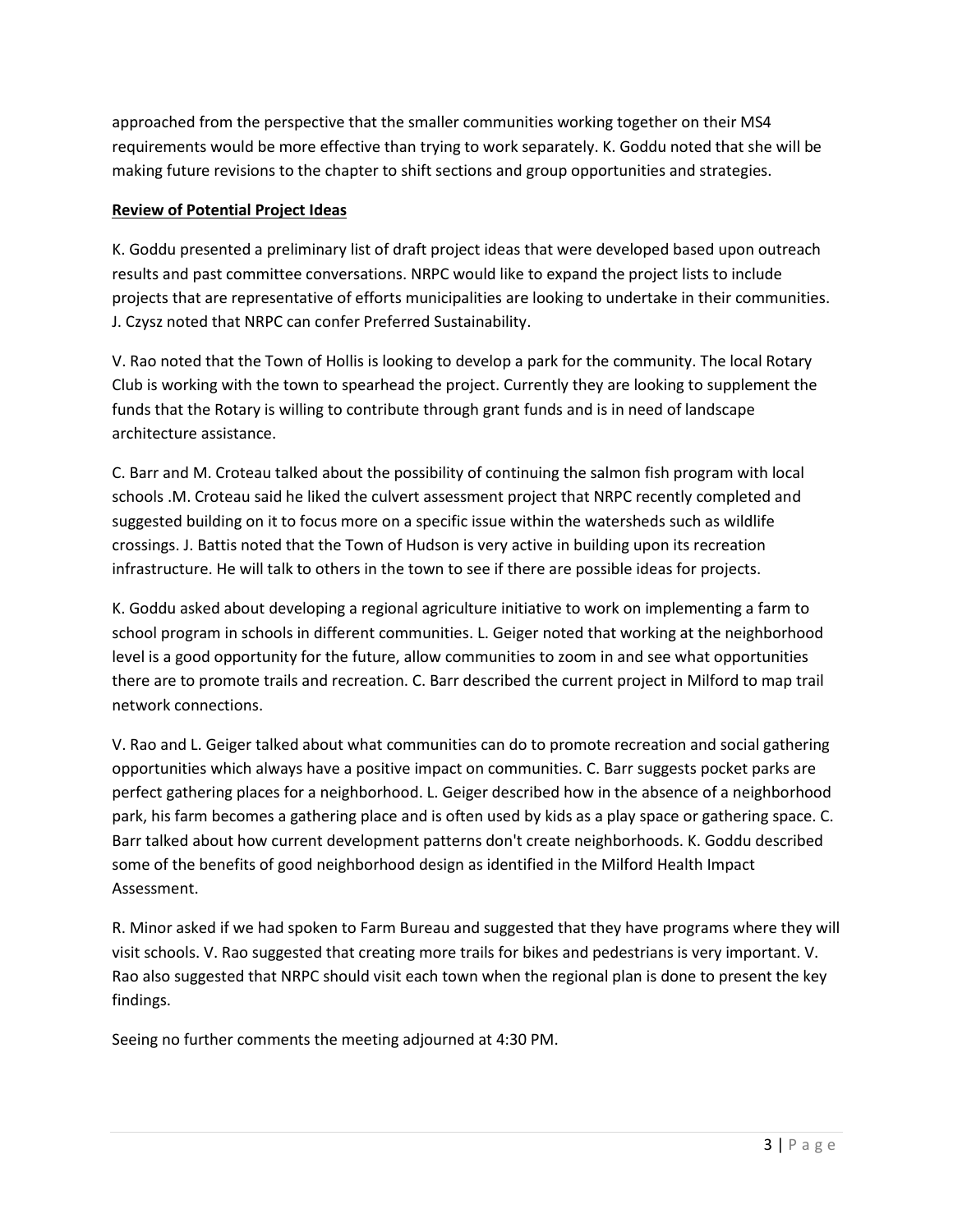approached from the perspective that the smaller communities working together on their MS4 requirements would be more effective than trying to work separately. K. Goddu noted that she will be making future revisions to the chapter to shift sections and group opportunities and strategies.

**Review of Potential Project Ideas**

K. Goddu presented a preliminary list of draft project ideas that were developed based upon outreach results and past committee conversations. NRPC would like to expand the project lists to include projects that are representative of efforts municipalities are looking to undertake in their communities. J. Czysz noted that NRPC can confer Preferred Sustainability.

V. Rao noted that the Town of Hollis is looking to develop a park for the community. The local Rotary Club is working with the town to spearhead the project. Currently they are looking to supplement the funds that the Rotary is willing to contribute through grant funds and is in need of landscape architecture assistance.

C. Barr and M. Croteau talked about the possibility of continuing the salmon fish program with local schools .M. Croteau said he liked the culvert assessment project that NRPC recently completed and suggested building on it to focus more on a specific issue within the watersheds such as wildlife crossings. J. Battis noted that the Town of Hudson is very active in building upon its recreation infrastructure. He will talk to others in the town to see if there are possible ideas for projects.

K. Goddu asked about developing a regional agriculture initiative to work on implementing a farm to school program in schools in different communities. L. Geiger noted that working at the neighborhood level is a good opportunity for the future, allow communities to zoom in and see what opportunities there are to promote trails and recreation. C. Barr described the current project in Milford to map trail network connections.

V. Rao and L. Geiger talked about what communities can do to promote recreation and social gathering opportunities which always have a positive impact on communities. C. Barr suggests pocket parks are perfect gathering places for a neighborhood. L. Geiger described how in the absence of a neighborhood park, his farm becomes a gathering place and is often used by kids as a play space or gathering space. C. Barr talked about how current development patterns don't create neighborhoods. K. Goddu described some of the benefits of good neighborhood design as identified in the Milford Health Impact Assessment.

R. Minor asked if we had spoken to Farm Bureau and suggested that they have programs where they will visit schools. V. Rao suggested that creating more trails for bikes and pedestrians is very important. V. Rao also suggested that NRPC should visit each town when the regional plan is done to present the key findings.

Seeing no further comments the meeting adjourned at 4:30 PM.